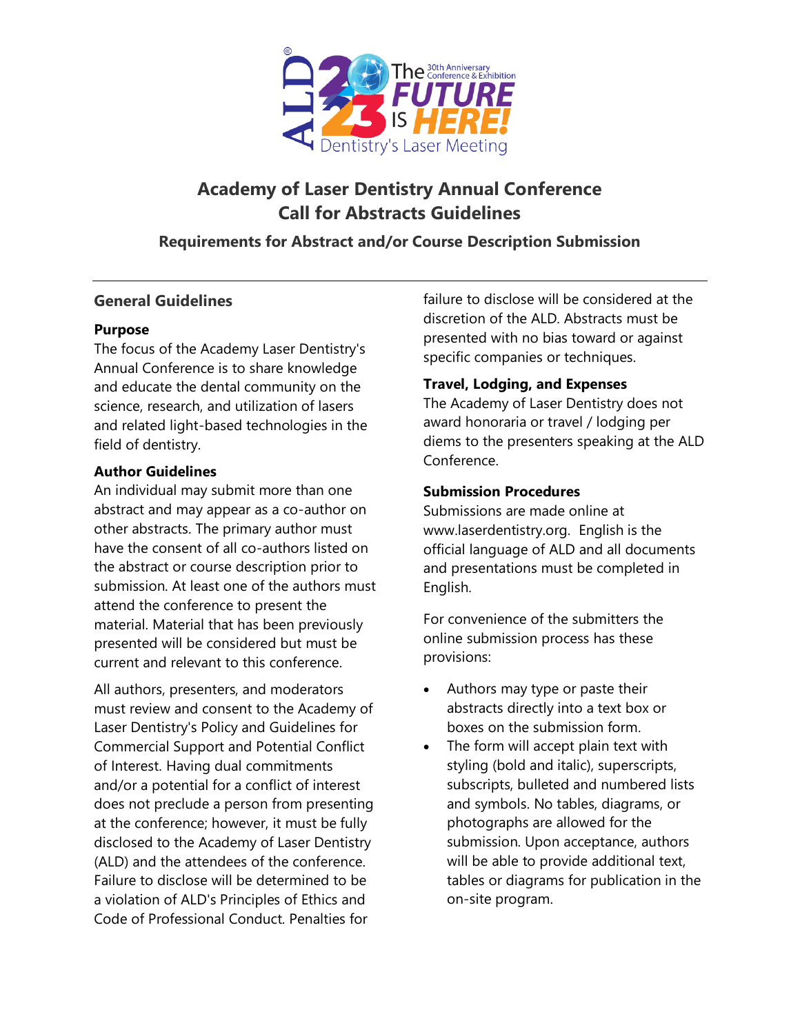# Academy of Laser Dentistry Annual Conference
# Call for Abstracts Guidelines

### Requirements for Abstract and/or Course Description Submission

## General Guidelines

**Purpose**

The focus of the Academy Laser Dentistry's Annual Conference is to share knowledge and educate the dental community on the science, research, and utilization of lasers and related light-based technologies in the field of dentistry.

**Author Guidelines**

An individual may submit more than one abstract and may appear as a co-author on other abstracts. The primary author must have the consent of all co-authors listed on the abstract or course description prior to submission. At least one of the authors must attend the conference to present the material. Material that has been previously presented will be considered but must be current and relevant to this conference.

All authors, presenters, and moderators must review and consent to the Academy of Laser Dentistry's Policy and Guidelines for Commercial Support and Potential Conflict of Interest. Having dual commitments and/or a potential for a conflict of interest does not preclude a person from presenting at the conference; however, it must be fully disclosed to the Academy of Laser Dentistry (ALD) and the attendees of the conference. Failure to disclose will be determined to be a violation of ALD's Principles of Ethics and Code of Professional Conduct. Penalties for failure to disclose will be considered at the discretion of the ALD. Abstracts must be presented with no bias toward or against specific companies or techniques.

**Travel, Lodging, and Expenses**

The Academy of Laser Dentistry does not award honoraria or travel / lodging per diems to the presenters speaking at the ALD Conference.

**Submission Procedures**

Submissions are made online at www.laserdentistry.org. English is the official language of ALD and all documents and presentations must be completed in English.

For convenience of the submitters the online submission process has these provisions:

- Authors may type or paste their abstracts directly into a text box or boxes on the submission form.
- The form will accept plain text with styling (bold and italic), superscripts, subscripts, bulleted and numbered lists and symbols. No tables, diagrams, or photographs are allowed for the submission. Upon acceptance, authors will be able to provide additional text, tables or diagrams for publication in the on-site program.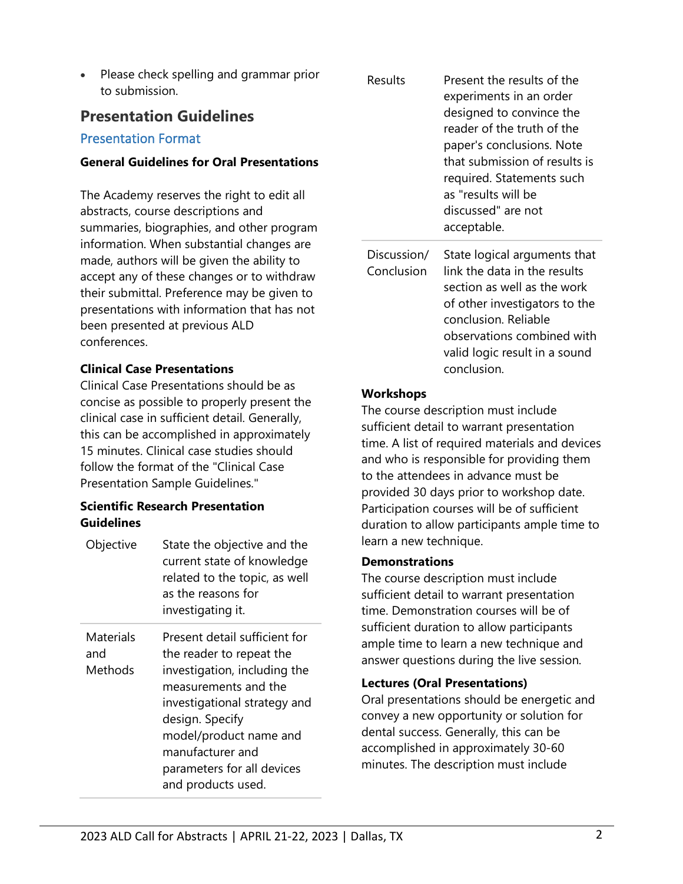- Please check spelling and grammar prior to submission.

## Presentation Guidelines

### Presentation Format

**General Guidelines for Oral Presentations**

The Academy reserves the right to edit all abstracts, course descriptions and summaries, biographies, and other program information. When substantial changes are made, authors will be given the ability to accept any of these changes or to withdraw their submittal. Preference may be given to presentations with information that has not been presented at previous ALD conferences.

**Clinical Case Presentations**

Clinical Case Presentations should be as concise as possible to properly present the clinical case in sufficient detail. Generally, this can be accomplished in approximately 15 minutes. Clinical case studies should follow the format of the "Clinical Case Presentation Sample Guidelines."

**Scientific Research Presentation Guidelines**

| | |
|---|---|
| Objective | State the objective and the current state of knowledge related to the topic, as well as the reasons for investigating it. |
| Materials and Methods | Present detail sufficient for the reader to repeat the investigation, including the measurements and the investigational strategy and design. Specify model/product name and manufacturer and parameters for all devices and products used. |
| Results | Present the results of the experiments in an order designed to convince the reader of the truth of the paper's conclusions. Note that submission of results is required. Statements such as "results will be discussed" are not acceptable. |
| Discussion/ Conclusion | State logical arguments that link the data in the results section as well as the work of other investigators to the conclusion. Reliable observations combined with valid logic result in a sound conclusion. |

**Workshops**

The course description must include sufficient detail to warrant presentation time. A list of required materials and devices and who is responsible for providing them to the attendees in advance must be provided 30 days prior to workshop date. Participation courses will be of sufficient duration to allow participants ample time to learn a new technique.

**Demonstrations**

The course description must include sufficient detail to warrant presentation time. Demonstration courses will be of sufficient duration to allow participants ample time to learn a new technique and answer questions during the live session.

**Lectures (Oral Presentations)**

Oral presentations should be energetic and convey a new opportunity or solution for dental success. Generally, this can be accomplished in approximately 30-60 minutes. The description must include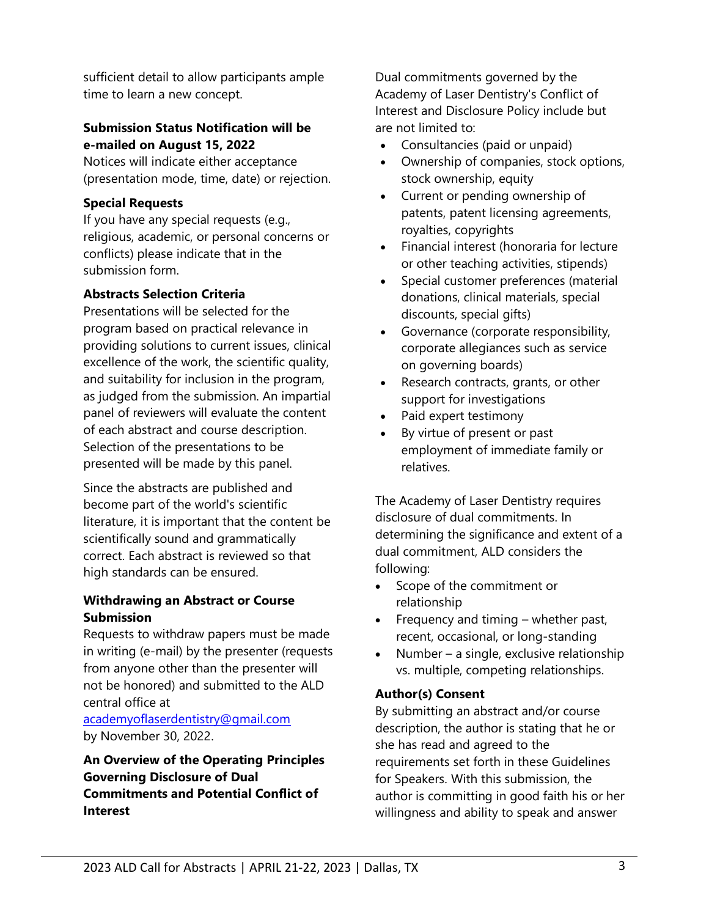sufficient detail to allow participants ample time to learn a new concept.

**Submission Status Notification will be e-mailed on August 15, 2022**

Notices will indicate either acceptance (presentation mode, time, date) or rejection.

**Special Requests**

If you have any special requests (e.g., religious, academic, or personal concerns or conflicts) please indicate that in the submission form.

**Abstracts Selection Criteria**

Presentations will be selected for the program based on practical relevance in providing solutions to current issues, clinical excellence of the work, the scientific quality, and suitability for inclusion in the program, as judged from the submission. An impartial panel of reviewers will evaluate the content of each abstract and course description. Selection of the presentations to be presented will be made by this panel.

Since the abstracts are published and become part of the world's scientific literature, it is important that the content be scientifically sound and grammatically correct. Each abstract is reviewed so that high standards can be ensured.

**Withdrawing an Abstract or Course Submission**

Requests to withdraw papers must be made in writing (e-mail) by the presenter (requests from anyone other than the presenter will not be honored) and submitted to the ALD central office at academyoflaserdentistry@gmail.com by November 30, 2022.

**An Overview of the Operating Principles Governing Disclosure of Dual Commitments and Potential Conflict of Interest**

Dual commitments governed by the Academy of Laser Dentistry's Conflict of Interest and Disclosure Policy include but are not limited to:

- Consultancies (paid or unpaid)
- Ownership of companies, stock options, stock ownership, equity
- Current or pending ownership of patents, patent licensing agreements, royalties, copyrights
- Financial interest (honoraria for lecture or other teaching activities, stipends)
- Special customer preferences (material donations, clinical materials, special discounts, special gifts)
- Governance (corporate responsibility, corporate allegiances such as service on governing boards)
- Research contracts, grants, or other support for investigations
- Paid expert testimony
- By virtue of present or past employment of immediate family or relatives.

The Academy of Laser Dentistry requires disclosure of dual commitments. In determining the significance and extent of a dual commitment, ALD considers the following:

- Scope of the commitment or relationship
- Frequency and timing – whether past, recent, occasional, or long-standing
- Number – a single, exclusive relationship vs. multiple, competing relationships.

**Author(s) Consent**

By submitting an abstract and/or course description, the author is stating that he or she has read and agreed to the requirements set forth in these Guidelines for Speakers. With this submission, the author is committing in good faith his or her willingness and ability to speak and answer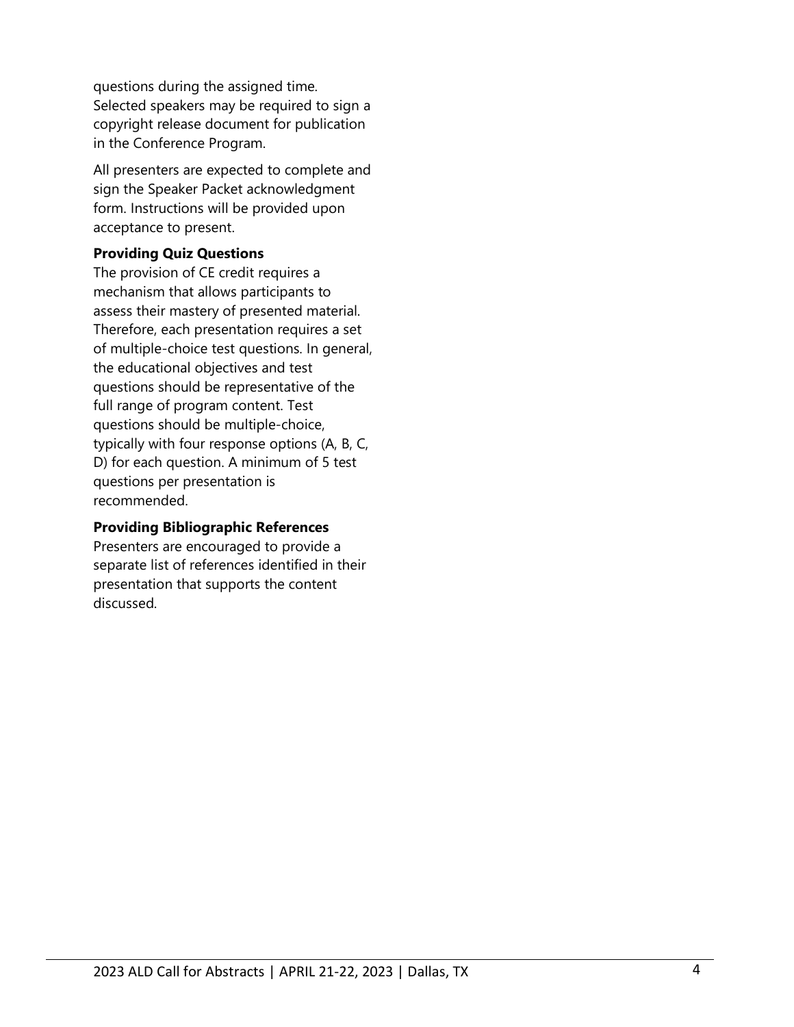questions during the assigned time. Selected speakers may be required to sign a copyright release document for publication in the Conference Program.

All presenters are expected to complete and sign the Speaker Packet acknowledgment form. Instructions will be provided upon acceptance to present.

**Providing Quiz Questions**

The provision of CE credit requires a mechanism that allows participants to assess their mastery of presented material. Therefore, each presentation requires a set of multiple-choice test questions. In general, the educational objectives and test questions should be representative of the full range of program content. Test questions should be multiple-choice, typically with four response options (A, B, C, D) for each question. A minimum of 5 test questions per presentation is recommended.

**Providing Bibliographic References**

Presenters are encouraged to provide a separate list of references identified in their presentation that supports the content discussed.